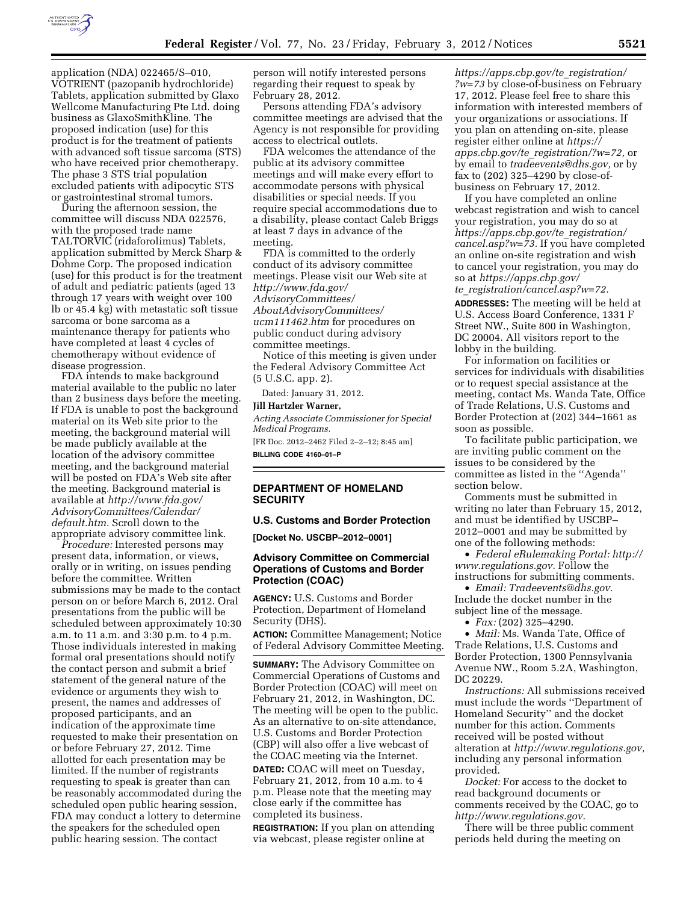application (NDA) 022465/S–010, VOTRIENT (pazopanib hydrochloride) Tablets, application submitted by Glaxo Wellcome Manufacturing Pte Ltd. doing business as GlaxoSmithKline. The proposed indication (use) for this product is for the treatment of patients with advanced soft tissue sarcoma (STS) who have received prior chemotherapy. The phase 3 STS trial population excluded patients with adipocytic STS or gastrointestinal stromal tumors.

During the afternoon session, the committee will discuss NDA 022576, with the proposed trade name TALTORVIC (ridaforolimus) Tablets, application submitted by Merck Sharp & Dohme Corp. The proposed indication (use) for this product is for the treatment of adult and pediatric patients (aged 13 through 17 years with weight over 100 lb or 45.4 kg) with metastatic soft tissue sarcoma or bone sarcoma as a maintenance therapy for patients who have completed at least 4 cycles of chemotherapy without evidence of disease progression.

FDA intends to make background material available to the public no later than 2 business days before the meeting. If FDA is unable to post the background material on its Web site prior to the meeting, the background material will be made publicly available at the location of the advisory committee meeting, and the background material will be posted on FDA's Web site after the meeting. Background material is available at *http://www.fda.gov/AdvisoryCommittees/Calendar/default.htm.* Scroll down to the appropriate advisory committee link.

*Procedure:* Interested persons may present data, information, or views, orally or in writing, on issues pending before the committee. Written submissions may be made to the contact person on or before March 6, 2012. Oral presentations from the public will be scheduled between approximately 10:30 a.m. to 11 a.m. and 3:30 p.m. to 4 p.m. Those individuals interested in making formal oral presentations should notify the contact person and submit a brief statement of the general nature of the evidence or arguments they wish to present, the names and addresses of proposed participants, and an indication of the approximate time requested to make their presentation on or before February 27, 2012. Time allotted for each presentation may be limited. If the number of registrants requesting to speak is greater than can be reasonably accommodated during the scheduled open public hearing session, FDA may conduct a lottery to determine the speakers for the scheduled open public hearing session. The contact person will notify interested persons regarding their request to speak by February 28, 2012.

Persons attending FDA's advisory committee meetings are advised that the Agency is not responsible for providing access to electrical outlets.

FDA welcomes the attendance of the public at its advisory committee meetings and will make every effort to accommodate persons with physical disabilities or special needs. If you require special accommodations due to a disability, please contact Caleb Briggs at least 7 days in advance of the meeting.

FDA is committed to the orderly conduct of its advisory committee meetings. Please visit our Web site at *http://www.fda.gov/AdvisoryCommittees/AboutAdvisoryCommittees/ucm111462.htm* for procedures on public conduct during advisory committee meetings.

Notice of this meeting is given under the Federal Advisory Committee Act (5 U.S.C. app. 2).

Dated: January 31, 2012.

**Jill Hartzler Warner,**

*Acting Associate Commissioner for Special Medical Programs.*

[FR Doc. 2012–2462 Filed 2–2–12; 8:45 am]

**BILLING CODE 4160–01–P**

## DEPARTMENT OF HOMELAND SECURITY

### U.S. Customs and Border Protection

**[Docket No. USCBP–2012–0001]**

### Advisory Committee on Commercial Operations of Customs and Border Protection (COAC)

**AGENCY:** U.S. Customs and Border Protection, Department of Homeland Security (DHS).

**ACTION:** Committee Management; Notice of Federal Advisory Committee Meeting.

**SUMMARY:** The Advisory Committee on Commercial Operations of Customs and Border Protection (COAC) will meet on February 21, 2012, in Washington, DC. The meeting will be open to the public. As an alternative to on-site attendance, U.S. Customs and Border Protection (CBP) will also offer a live webcast of the COAC meeting via the Internet.

**DATED:** COAC will meet on Tuesday, February 21, 2012, from 10 a.m. to 4 p.m. Please note that the meeting may close early if the committee has completed its business.

**REGISTRATION:** If you plan on attending via webcast, please register online at *https://apps.cbp.gov/te_registration/?w=73* by close-of-business on February 17, 2012. Please feel free to share this information with interested members of your organizations or associations. If you plan on attending on-site, please register either online at *https://apps.cbp.gov/te_registration/?w=72,* or by email to *tradeevents@dhs.gov,* or by fax to (202) 325–4290 by close-of-business on February 17, 2012.

If you have completed an online webcast registration and wish to cancel your registration, you may do so at *https://apps.cbp.gov/te_registration/cancel.asp?w=73.* If you have completed an online on-site registration and wish to cancel your registration, you may do so at *https://apps.cbp.gov/te_registration/cancel.asp?w=72.*

**ADDRESSES:** The meeting will be held at U.S. Access Board Conference, 1331 F Street NW., Suite 800 in Washington, DC 20004. All visitors report to the lobby in the building.

For information on facilities or services for individuals with disabilities or to request special assistance at the meeting, contact Ms. Wanda Tate, Office of Trade Relations, U.S. Customs and Border Protection at (202) 344–1661 as soon as possible.

To facilitate public participation, we are inviting public comment on the issues to be considered by the committee as listed in the ''Agenda'' section below.

Comments must be submitted in writing no later than February 15, 2012, and must be identified by USCBP–2012–0001 and may be submitted by one of the following methods:

- *Federal eRulemaking Portal: http://www.regulations.gov.* Follow the instructions for submitting comments.
- *Email: Tradeevents@dhs.gov.* Include the docket number in the subject line of the message.
- *Fax:* (202) 325–4290.
- *Mail:* Ms. Wanda Tate, Office of Trade Relations, U.S. Customs and Border Protection, 1300 Pennsylvania Avenue NW., Room 5.2A, Washington, DC 20229.

*Instructions:* All submissions received must include the words ''Department of Homeland Security'' and the docket number for this action. Comments received will be posted without alteration at *http://www.regulations.gov,* including any personal information provided.

*Docket:* For access to the docket to read background documents or comments received by the COAC, go to *http://www.regulations.gov.*

There will be three public comment periods held during the meeting on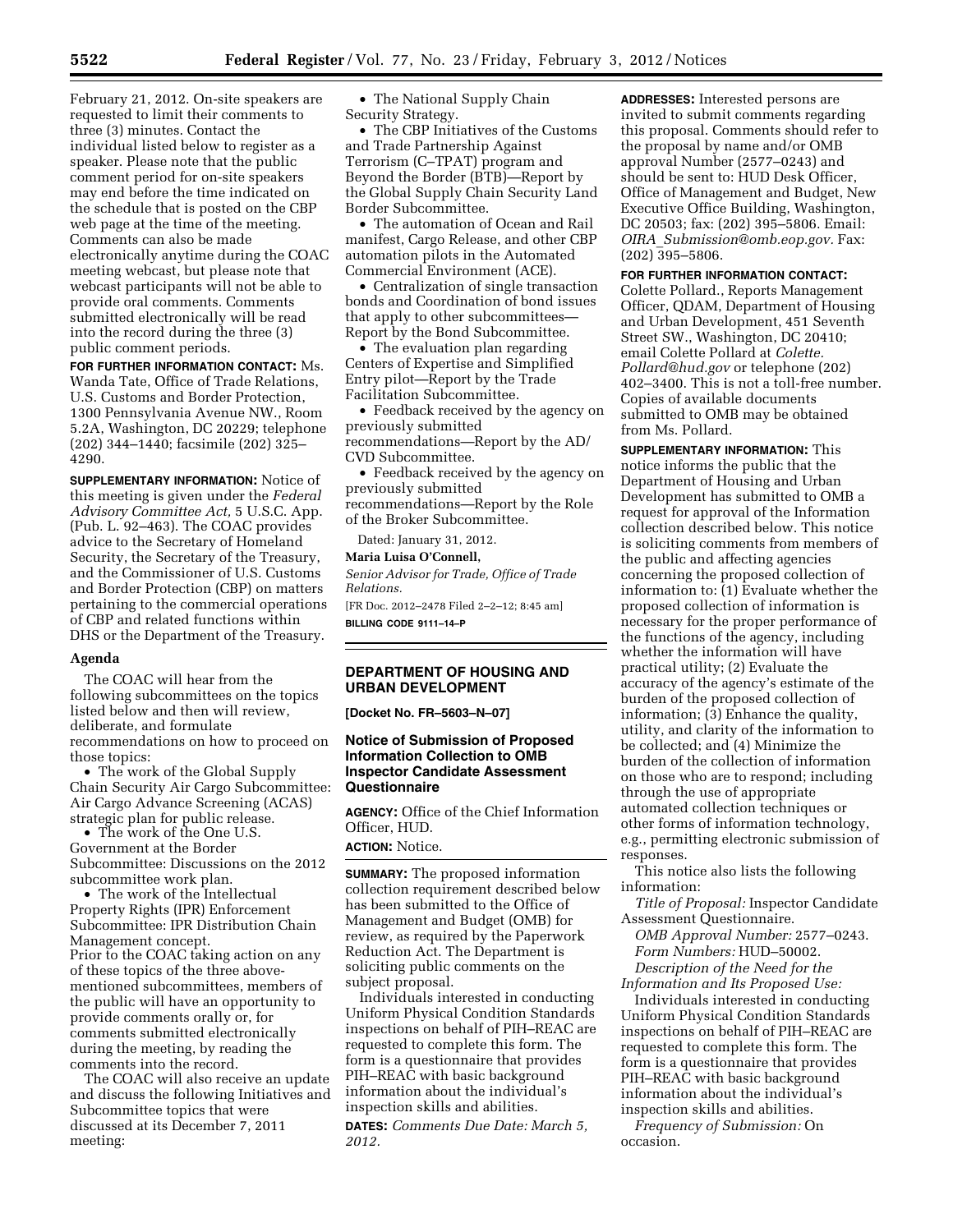February 21, 2012. On-site speakers are requested to limit their comments to three (3) minutes. Contact the individual listed below to register as a speaker. Please note that the public comment period for on-site speakers may end before the time indicated on the schedule that is posted on the CBP web page at the time of the meeting. Comments can also be made electronically anytime during the COAC meeting webcast, but please note that webcast participants will not be able to provide oral comments. Comments submitted electronically will be read into the record during the three (3) public comment periods.

**FOR FURTHER INFORMATION CONTACT:** Ms. Wanda Tate, Office of Trade Relations, U.S. Customs and Border Protection, 1300 Pennsylvania Avenue NW., Room 5.2A, Washington, DC 20229; telephone (202) 344–1440; facsimile (202) 325–4290.

**SUPPLEMENTARY INFORMATION:** Notice of this meeting is given under the *Federal Advisory Committee Act,* 5 U.S.C. App. (Pub. L. 92–463). The COAC provides advice to the Secretary of Homeland Security, the Secretary of the Treasury, and the Commissioner of U.S. Customs and Border Protection (CBP) on matters pertaining to the commercial operations of CBP and related functions within DHS or the Department of the Treasury.

### Agenda

The COAC will hear from the following subcommittees on the topics listed below and then will review, deliberate, and formulate recommendations on how to proceed on those topics:

- The work of the Global Supply Chain Security Air Cargo Subcommittee: Air Cargo Advance Screening (ACAS) strategic plan for public release.
- The work of the One U.S. Government at the Border Subcommittee: Discussions on the 2012 subcommittee work plan.
- The work of the Intellectual Property Rights (IPR) Enforcement Subcommittee: IPR Distribution Chain Management concept.

Prior to the COAC taking action on any of these topics of the three above-mentioned subcommittees, members of the public will have an opportunity to provide comments orally or, for comments submitted electronically during the meeting, by reading the comments into the record.

The COAC will also receive an update and discuss the following Initiatives and Subcommittee topics that were discussed at its December 7, 2011 meeting:

- The National Supply Chain Security Strategy.
- The CBP Initiatives of the Customs and Trade Partnership Against Terrorism (C–TPAT) program and Beyond the Border (BTB)—Report by the Global Supply Chain Security Land Border Subcommittee.
- The automation of Ocean and Rail manifest, Cargo Release, and other CBP automation pilots in the Automated Commercial Environment (ACE).
- Centralization of single transaction bonds and Coordination of bond issues that apply to other subcommittees—Report by the Bond Subcommittee.
- The evaluation plan regarding Centers of Expertise and Simplified Entry pilot—Report by the Trade Facilitation Subcommittee.
- Feedback received by the agency on previously submitted recommendations—Report by the AD/CVD Subcommittee.
- Feedback received by the agency on previously submitted recommendations—Report by the Role of the Broker Subcommittee.

Dated: January 31, 2012.

**Maria Luisa O'Connell,**

*Senior Advisor for Trade, Office of Trade Relations.*

[FR Doc. 2012–2478 Filed 2–2–12; 8:45 am]

**BILLING CODE 9111–14–P**

## DEPARTMENT OF HOUSING AND URBAN DEVELOPMENT

**[Docket No. FR–5603–N–07]**

## Notice of Submission of Proposed Information Collection to OMB Inspector Candidate Assessment Questionnaire

**AGENCY:** Office of the Chief Information Officer, HUD.

**ACTION:** Notice.

**SUMMARY:** The proposed information collection requirement described below has been submitted to the Office of Management and Budget (OMB) for review, as required by the Paperwork Reduction Act. The Department is soliciting public comments on the subject proposal.

Individuals interested in conducting Uniform Physical Condition Standards inspections on behalf of PIH–REAC are requested to complete this form. The form is a questionnaire that provides PIH–REAC with basic background information about the individual's inspection skills and abilities.

**DATES:** *Comments Due Date: March 5, 2012.*

**ADDRESSES:** Interested persons are invited to submit comments regarding this proposal. Comments should refer to the proposal by name and/or OMB approval Number (2577–0243) and should be sent to: HUD Desk Officer, Office of Management and Budget, New Executive Office Building, Washington, DC 20503; fax: (202) 395–5806. Email: *OIRA_Submission@omb.eop.gov.* Fax: (202) 395–5806.

**FOR FURTHER INFORMATION CONTACT:** Colette Pollard., Reports Management Officer, QDAM, Department of Housing and Urban Development, 451 Seventh Street SW., Washington, DC 20410; email Colette Pollard at *Colette.Pollard@hud.gov* or telephone (202) 402–3400. This is not a toll-free number. Copies of available documents submitted to OMB may be obtained from Ms. Pollard.

**SUPPLEMENTARY INFORMATION:** This notice informs the public that the Department of Housing and Urban Development has submitted to OMB a request for approval of the Information collection described below. This notice is soliciting comments from members of the public and affecting agencies concerning the proposed collection of information to: (1) Evaluate whether the proposed collection of information is necessary for the proper performance of the functions of the agency, including whether the information will have practical utility; (2) Evaluate the accuracy of the agency's estimate of the burden of the proposed collection of information; (3) Enhance the quality, utility, and clarity of the information to be collected; and (4) Minimize the burden of the collection of information on those who are to respond; including through the use of appropriate automated collection techniques or other forms of information technology, e.g., permitting electronic submission of responses.

This notice also lists the following information:

*Title of Proposal:* Inspector Candidate Assessment Questionnaire.

*OMB Approval Number:* 2577–0243.

*Form Numbers:* HUD–50002.

*Description of the Need for the Information and Its Proposed Use:*

Individuals interested in conducting Uniform Physical Condition Standards inspections on behalf of PIH–REAC are requested to complete this form. The form is a questionnaire that provides PIH–REAC with basic background information about the individual's inspection skills and abilities.

*Frequency of Submission:* On occasion.